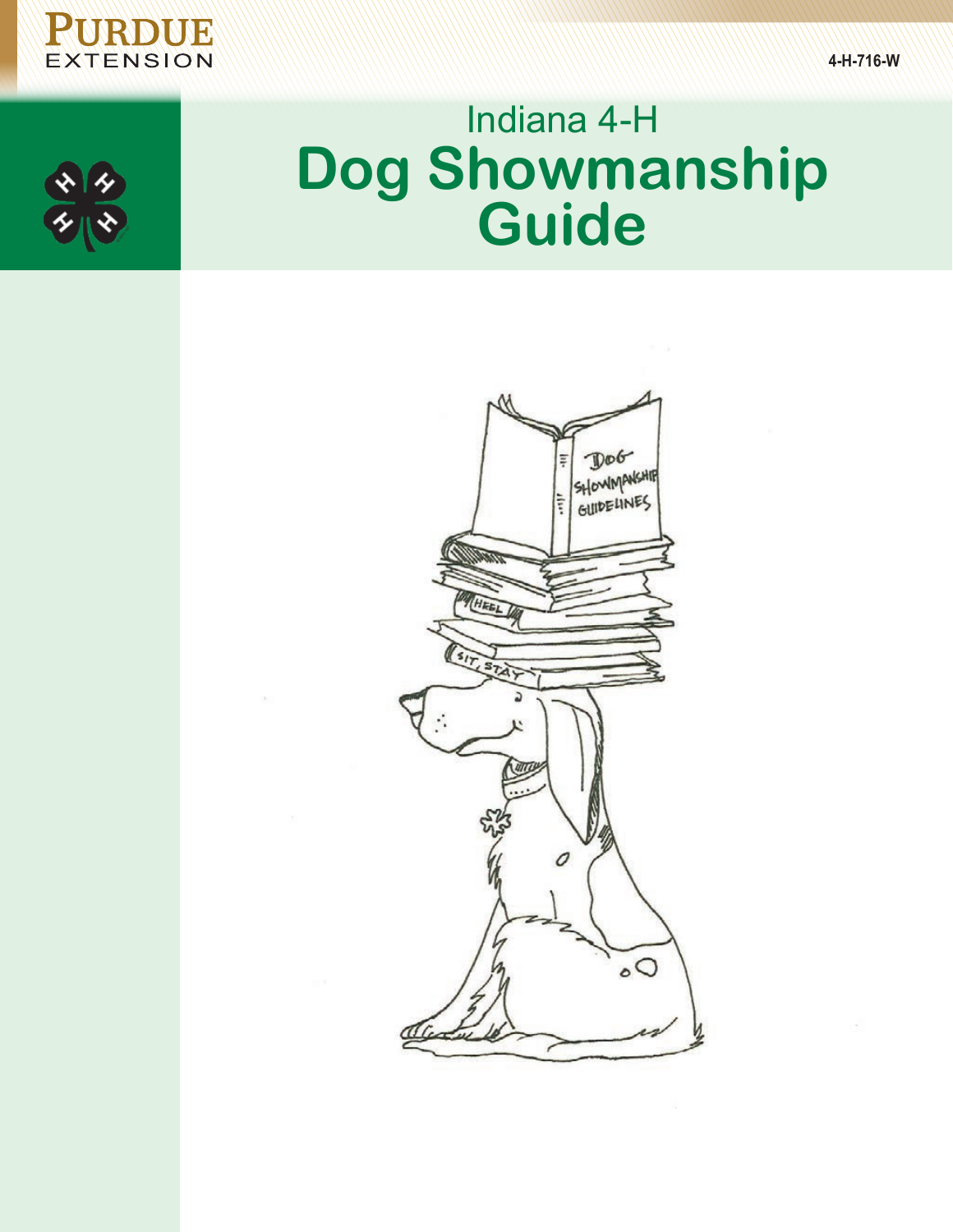PURDUE EXTENSION

4-H-716-W

Indiana 4-H

# Dog Showmanship Guide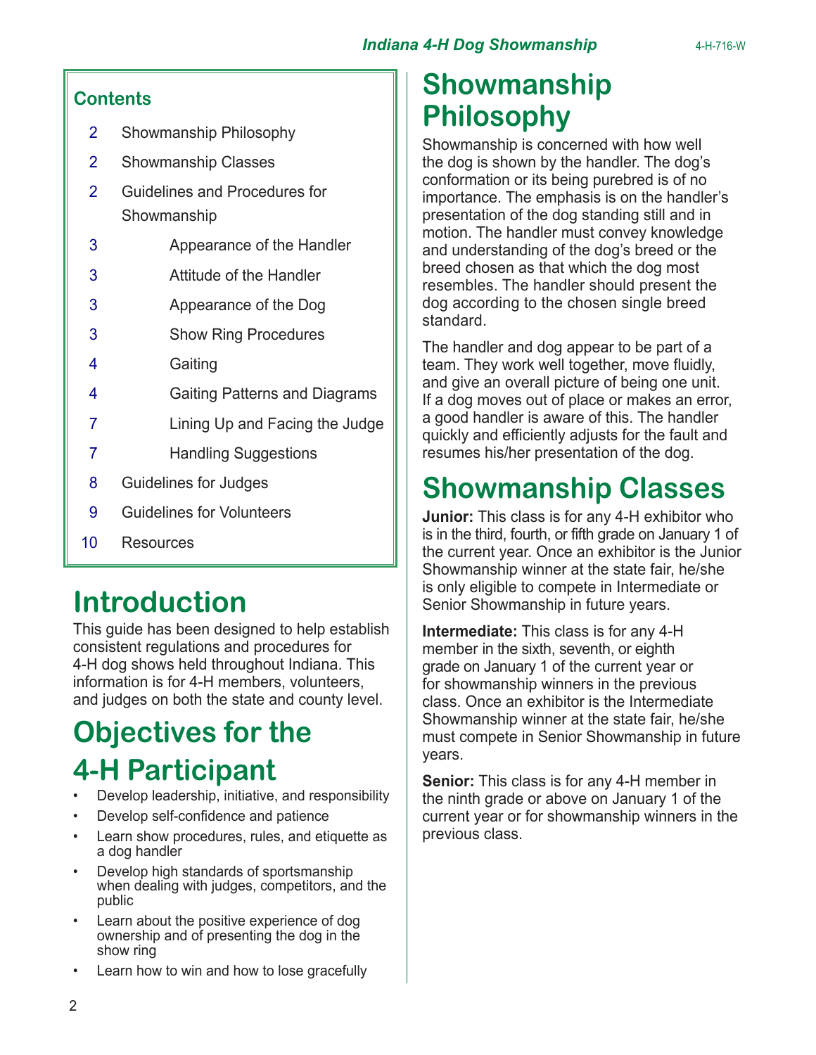## Contents

| | |
|---|---|
| 2 | Showmanship Philosophy |
| 2 | Showmanship Classes |
| 2 | Guidelines and Procedures for Showmanship |
| 3 | Appearance of the Handler |
| 3 | Attitude of the Handler |
| 3 | Appearance of the Dog |
| 3 | Show Ring Procedures |
| 4 | Gaiting |
| 4 | Gaiting Patterns and Diagrams |
| 7 | Lining Up and Facing the Judge |
| 7 | Handling Suggestions |
| 8 | Guidelines for Judges |
| 9 | Guidelines for Volunteers |
| 10 | Resources |

# Introduction

This guide has been designed to help establish consistent regulations and procedures for 4-H dog shows held throughout Indiana. This information is for 4-H members, volunteers, and judges on both the state and county level.

# Objectives for the 4-H Participant

- Develop leadership, initiative, and responsibility
- Develop self-confidence and patience
- Learn show procedures, rules, and etiquette as a dog handler
- Develop high standards of sportsmanship when dealing with judges, competitors, and the public
- Learn about the positive experience of dog ownership and of presenting the dog in the show ring
- Learn how to win and how to lose gracefully

# Showmanship Philosophy

Showmanship is concerned with how well the dog is shown by the handler. The dog's conformation or its being purebred is of no importance. The emphasis is on the handler's presentation of the dog standing still and in motion. The handler must convey knowledge and understanding of the dog's breed or the breed chosen as that which the dog most resembles. The handler should present the dog according to the chosen single breed standard.

The handler and dog appear to be part of a team. They work well together, move fluidly, and give an overall picture of being one unit. If a dog moves out of place or makes an error, a good handler is aware of this. The handler quickly and efficiently adjusts for the fault and resumes his/her presentation of the dog.

# Showmanship Classes

**Junior:** This class is for any 4-H exhibitor who is in the third, fourth, or fifth grade on January 1 of the current year. Once an exhibitor is the Junior Showmanship winner at the state fair, he/she is only eligible to compete in Intermediate or Senior Showmanship in future years.

**Intermediate:** This class is for any 4-H member in the sixth, seventh, or eighth grade on January 1 of the current year or for showmanship winners in the previous class. Once an exhibitor is the Intermediate Showmanship winner at the state fair, he/she must compete in Senior Showmanship in future years.

**Senior:** This class is for any 4-H member in the ninth grade or above on January 1 of the current year or for showmanship winners in the previous class.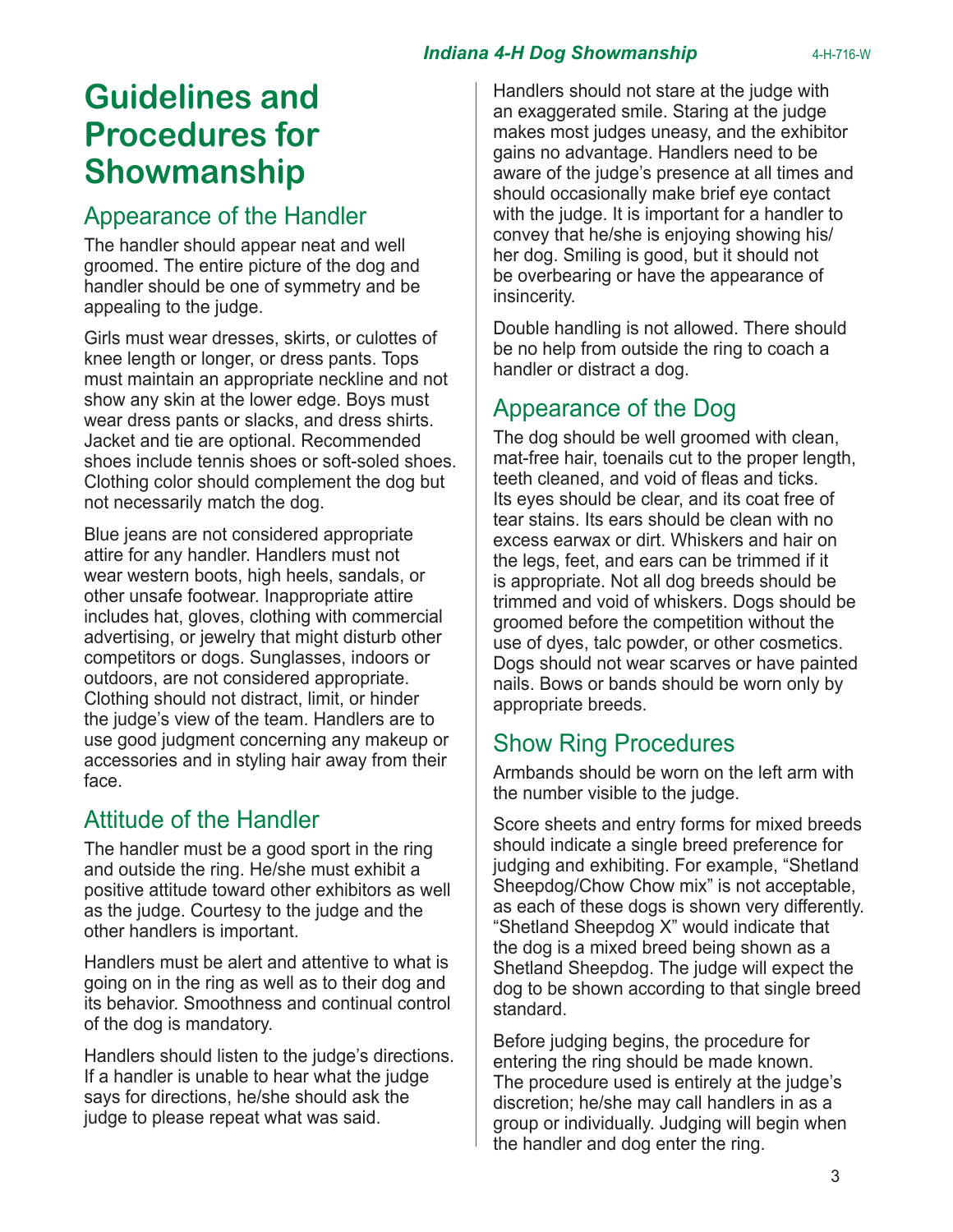# Guidelines and Procedures for Showmanship

## Appearance of the Handler

The handler should appear neat and well groomed. The entire picture of the dog and handler should be one of symmetry and be appealing to the judge.

Girls must wear dresses, skirts, or culottes of knee length or longer, or dress pants. Tops must maintain an appropriate neckline and not show any skin at the lower edge. Boys must wear dress pants or slacks, and dress shirts. Jacket and tie are optional. Recommended shoes include tennis shoes or soft-soled shoes. Clothing color should complement the dog but not necessarily match the dog.

Blue jeans are not considered appropriate attire for any handler. Handlers must not wear western boots, high heels, sandals, or other unsafe footwear. Inappropriate attire includes hat, gloves, clothing with commercial advertising, or jewelry that might disturb other competitors or dogs. Sunglasses, indoors or outdoors, are not considered appropriate. Clothing should not distract, limit, or hinder the judge's view of the team. Handlers are to use good judgment concerning any makeup or accessories and in styling hair away from their face.

## Attitude of the Handler

The handler must be a good sport in the ring and outside the ring. He/she must exhibit a positive attitude toward other exhibitors as well as the judge. Courtesy to the judge and the other handlers is important.

Handlers must be alert and attentive to what is going on in the ring as well as to their dog and its behavior. Smoothness and continual control of the dog is mandatory.

Handlers should listen to the judge's directions. If a handler is unable to hear what the judge says for directions, he/she should ask the judge to please repeat what was said.

Handlers should not stare at the judge with an exaggerated smile. Staring at the judge makes most judges uneasy, and the exhibitor gains no advantage. Handlers need to be aware of the judge's presence at all times and should occasionally make brief eye contact with the judge. It is important for a handler to convey that he/she is enjoying showing his/her dog. Smiling is good, but it should not be overbearing or have the appearance of insincerity.

Double handling is not allowed. There should be no help from outside the ring to coach a handler or distract a dog.

## Appearance of the Dog

The dog should be well groomed with clean, mat-free hair, toenails cut to the proper length, teeth cleaned, and void of fleas and ticks. Its eyes should be clear, and its coat free of tear stains. Its ears should be clean with no excess earwax or dirt. Whiskers and hair on the legs, feet, and ears can be trimmed if it is appropriate. Not all dog breeds should be trimmed and void of whiskers. Dogs should be groomed before the competition without the use of dyes, talc powder, or other cosmetics. Dogs should not wear scarves or have painted nails. Bows or bands should be worn only by appropriate breeds.

## Show Ring Procedures

Armbands should be worn on the left arm with the number visible to the judge.

Score sheets and entry forms for mixed breeds should indicate a single breed preference for judging and exhibiting. For example, "Shetland Sheepdog/Chow Chow mix" is not acceptable, as each of these dogs is shown very differently. "Shetland Sheepdog X" would indicate that the dog is a mixed breed being shown as a Shetland Sheepdog. The judge will expect the dog to be shown according to that single breed standard.

Before judging begins, the procedure for entering the ring should be made known. The procedure used is entirely at the judge's discretion; he/she may call handlers in as a group or individually. Judging will begin when the handler and dog enter the ring.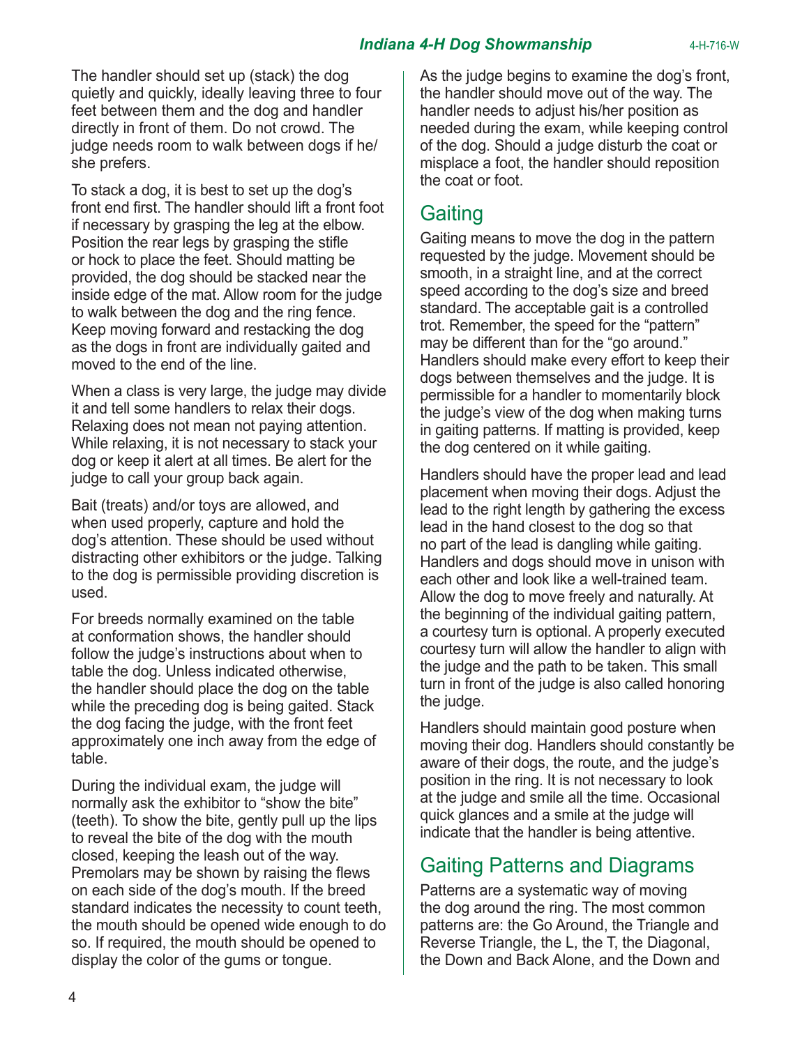The handler should set up (stack) the dog quietly and quickly, ideally leaving three to four feet between them and the dog and handler directly in front of them. Do not crowd. The judge needs room to walk between dogs if he/she prefers.

To stack a dog, it is best to set up the dog's front end first. The handler should lift a front foot if necessary by grasping the leg at the elbow. Position the rear legs by grasping the stifle or hock to place the feet. Should matting be provided, the dog should be stacked near the inside edge of the mat. Allow room for the judge to walk between the dog and the ring fence. Keep moving forward and restacking the dog as the dogs in front are individually gaited and moved to the end of the line.

When a class is very large, the judge may divide it and tell some handlers to relax their dogs. Relaxing does not mean not paying attention. While relaxing, it is not necessary to stack your dog or keep it alert at all times. Be alert for the judge to call your group back again.

Bait (treats) and/or toys are allowed, and when used properly, capture and hold the dog's attention. These should be used without distracting other exhibitors or the judge. Talking to the dog is permissible providing discretion is used.

For breeds normally examined on the table at conformation shows, the handler should follow the judge's instructions about when to table the dog. Unless indicated otherwise, the handler should place the dog on the table while the preceding dog is being gaited. Stack the dog facing the judge, with the front feet approximately one inch away from the edge of table.

During the individual exam, the judge will normally ask the exhibitor to "show the bite" (teeth). To show the bite, gently pull up the lips to reveal the bite of the dog with the mouth closed, keeping the leash out of the way. Premolars may be shown by raising the flews on each side of the dog's mouth. If the breed standard indicates the necessity to count teeth, the mouth should be opened wide enough to do so. If required, the mouth should be opened to display the color of the gums or tongue.

As the judge begins to examine the dog's front, the handler should move out of the way. The handler needs to adjust his/her position as needed during the exam, while keeping control of the dog. Should a judge disturb the coat or misplace a foot, the handler should reposition the coat or foot.

## Gaiting

Gaiting means to move the dog in the pattern requested by the judge. Movement should be smooth, in a straight line, and at the correct speed according to the dog's size and breed standard. The acceptable gait is a controlled trot. Remember, the speed for the "pattern" may be different than for the "go around." Handlers should make every effort to keep their dogs between themselves and the judge. It is permissible for a handler to momentarily block the judge's view of the dog when making turns in gaiting patterns. If matting is provided, keep the dog centered on it while gaiting.

Handlers should have the proper lead and lead placement when moving their dogs. Adjust the lead to the right length by gathering the excess lead in the hand closest to the dog so that no part of the lead is dangling while gaiting. Handlers and dogs should move in unison with each other and look like a well-trained team. Allow the dog to move freely and naturally. At the beginning of the individual gaiting pattern, a courtesy turn is optional. A properly executed courtesy turn will allow the handler to align with the judge and the path to be taken. This small turn in front of the judge is also called honoring the judge.

Handlers should maintain good posture when moving their dog. Handlers should constantly be aware of their dogs, the route, and the judge's position in the ring. It is not necessary to look at the judge and smile all the time. Occasional quick glances and a smile at the judge will indicate that the handler is being attentive.

## Gaiting Patterns and Diagrams

Patterns are a systematic way of moving the dog around the ring. The most common patterns are: the Go Around, the Triangle and Reverse Triangle, the L, the T, the Diagonal, the Down and Back Alone, and the Down and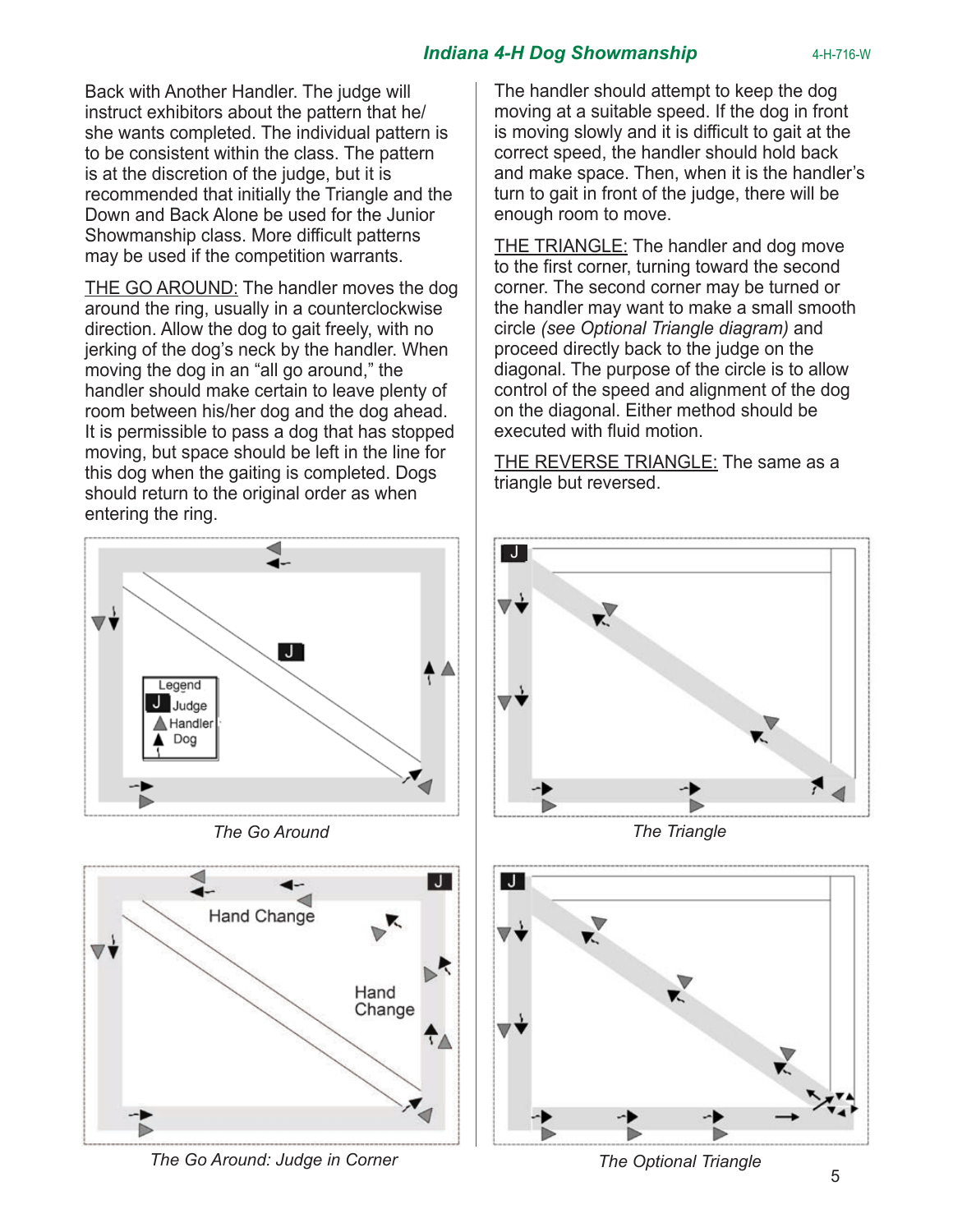Back with Another Handler. The judge will instruct exhibitors about the pattern that he/she wants completed. The individual pattern is to be consistent within the class. The pattern is at the discretion of the judge, but it is recommended that initially the Triangle and the Down and Back Alone be used for the Junior Showmanship class. More difficult patterns may be used if the competition warrants.

THE GO AROUND: The handler moves the dog around the ring, usually in a counterclockwise direction. Allow the dog to gait freely, with no jerking of the dog's neck by the handler. When moving the dog in an "all go around," the handler should make certain to leave plenty of room between his/her dog and the dog ahead. It is permissible to pass a dog that has stopped moving, but space should be left in the line for this dog when the gaiting is completed. Dogs should return to the original order as when entering the ring.

The handler should attempt to keep the dog moving at a suitable speed. If the dog in front is moving slowly and it is difficult to gait at the correct speed, the handler should hold back and make space. Then, when it is the handler's turn to gait in front of the judge, there will be enough room to move.

THE TRIANGLE: The handler and dog move to the first corner, turning toward the second corner. The second corner may be turned or the handler may want to make a small smooth circle *(see Optional Triangle diagram)* and proceed directly back to the judge on the diagonal. The purpose of the circle is to allow control of the speed and alignment of the dog on the diagonal. Either method should be executed with fluid motion.

THE REVERSE TRIANGLE: The same as a triangle but reversed.

Legend: J Judge; Handler; Dog

*The Go Around*

*The Triangle*

Hand Change

Hand Change

*The Go Around: Judge in Corner*

*The Optional Triangle*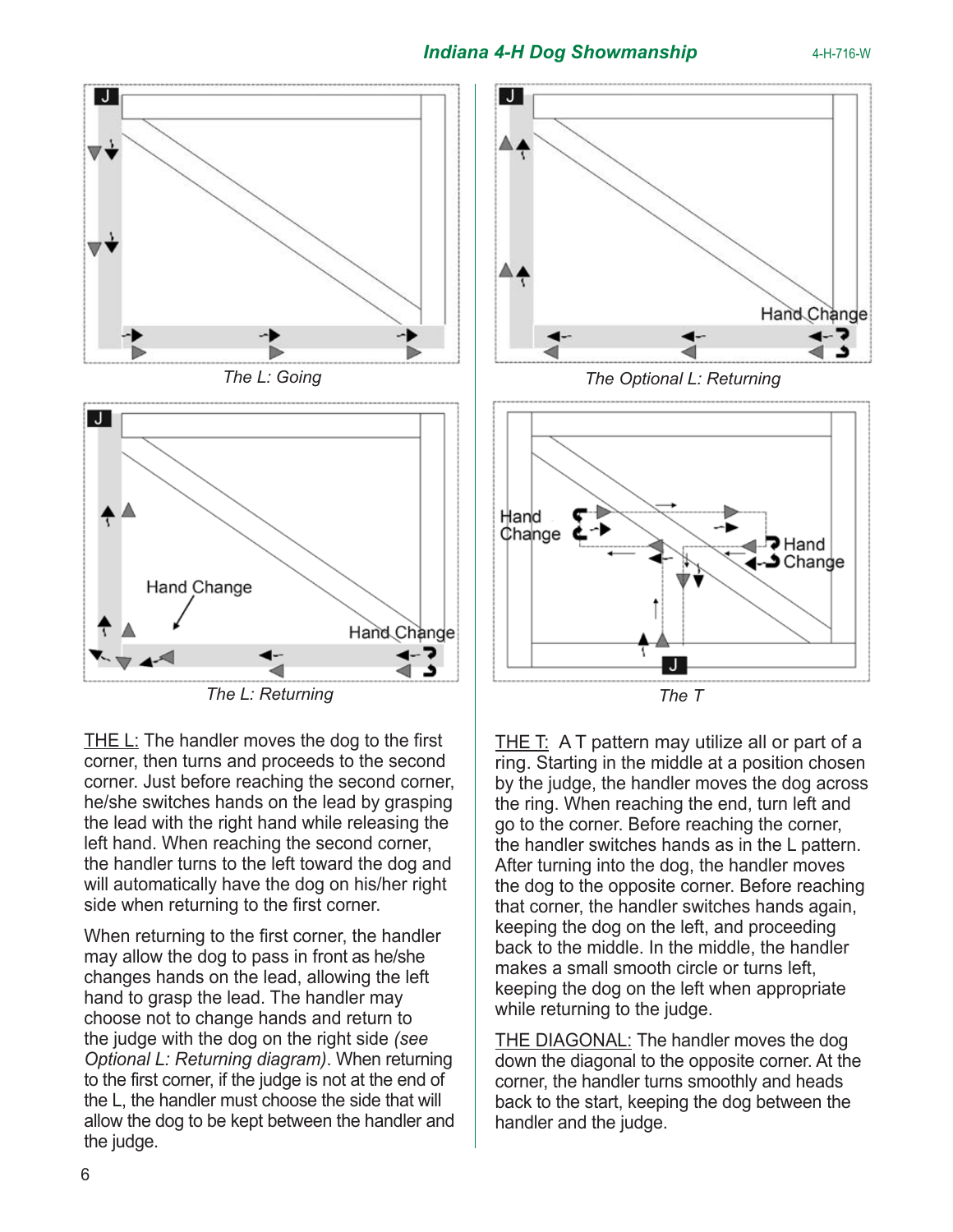Hand Change

The L: Going

Hand Change

The Optional L: Returning

Hand Change

Hand Change

The L: Returning

Hand Change

Hand Change

The T

THE L: The handler moves the dog to the first corner, then turns and proceeds to the second corner. Just before reaching the second corner, he/she switches hands on the lead by grasping the lead with the right hand while releasing the left hand. When reaching the second corner, the handler turns to the left toward the dog and will automatically have the dog on his/her right side when returning to the first corner.

When returning to the first corner, the handler may allow the dog to pass in front as he/she changes hands on the lead, allowing the left hand to grasp the lead. The handler may choose not to change hands and return to the judge with the dog on the right side *(see Optional L: Returning diagram)*. When returning to the first corner, if the judge is not at the end of the L, the handler must choose the side that will allow the dog to be kept between the handler and the judge.

THE T: A T pattern may utilize all or part of a ring. Starting in the middle at a position chosen by the judge, the handler moves the dog across the ring. When reaching the end, turn left and go to the corner. Before reaching the corner, the handler switches hands as in the L pattern. After turning into the dog, the handler moves the dog to the opposite corner. Before reaching that corner, the handler switches hands again, keeping the dog on the left, and proceeding back to the middle. In the middle, the handler makes a small smooth circle or turns left, keeping the dog on the left when appropriate while returning to the judge.

THE DIAGONAL: The handler moves the dog down the diagonal to the opposite corner. At the corner, the handler turns smoothly and heads back to the start, keeping the dog between the handler and the judge.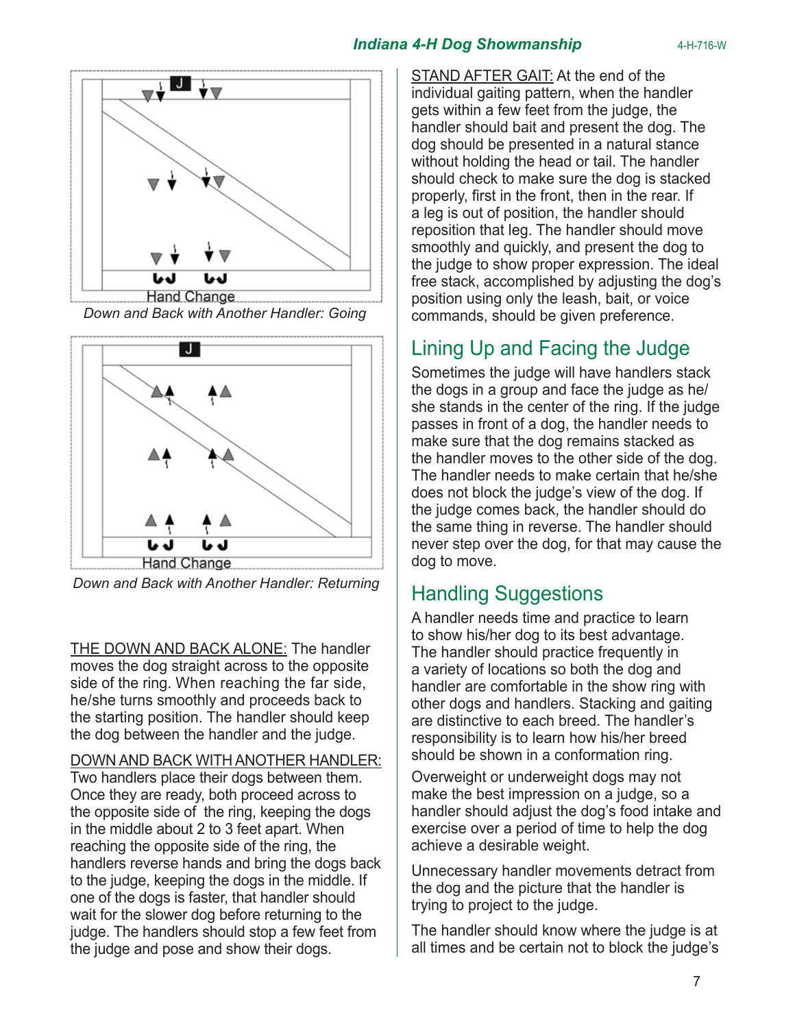Hand Change

*Down and Back with Another Handler: Going*

Hand Change

*Down and Back with Another Handler: Returning*

THE DOWN AND BACK ALONE: The handler moves the dog straight across to the opposite side of the ring. When reaching the far side, he/she turns smoothly and proceeds back to the starting position. The handler should keep the dog between the handler and the judge.

DOWN AND BACK WITH ANOTHER HANDLER: Two handlers place their dogs between them. Once they are ready, both proceed across to the opposite side of the ring, keeping the dogs in the middle about 2 to 3 feet apart. When reaching the opposite side of the ring, the handlers reverse hands and bring the dogs back to the judge, keeping the dogs in the middle. If one of the dogs is faster, that handler should wait for the slower dog before returning to the judge. The handlers should stop a few feet from the judge and pose and show their dogs.

STAND AFTER GAIT: At the end of the individual gaiting pattern, when the handler gets within a few feet from the judge, the handler should bait and present the dog. The dog should be presented in a natural stance without holding the head or tail. The handler should check to make sure the dog is stacked properly, first in the front, then in the rear. If a leg is out of position, the handler should reposition that leg. The handler should move smoothly and quickly, and present the dog to the judge to show proper expression. The ideal free stack, accomplished by adjusting the dog's position using only the leash, bait, or voice commands, should be given preference.

## Lining Up and Facing the Judge

Sometimes the judge will have handlers stack the dogs in a group and face the judge as he/she stands in the center of the ring. If the judge passes in front of a dog, the handler needs to make sure that the dog remains stacked as the handler moves to the other side of the dog. The handler needs to make certain that he/she does not block the judge's view of the dog. If the judge comes back, the handler should do the same thing in reverse. The handler should never step over the dog, for that may cause the dog to move.

## Handling Suggestions

A handler needs time and practice to learn to show his/her dog to its best advantage. The handler should practice frequently in a variety of locations so both the dog and handler are comfortable in the show ring with other dogs and handlers. Stacking and gaiting are distinctive to each breed. The handler's responsibility is to learn how his/her breed should be shown in a conformation ring.

Overweight or underweight dogs may not make the best impression on a judge, so a handler should adjust the dog's food intake and exercise over a period of time to help the dog achieve a desirable weight.

Unnecessary handler movements detract from the dog and the picture that the handler is trying to project to the judge.

The handler should know where the judge is at all times and be certain not to block the judge's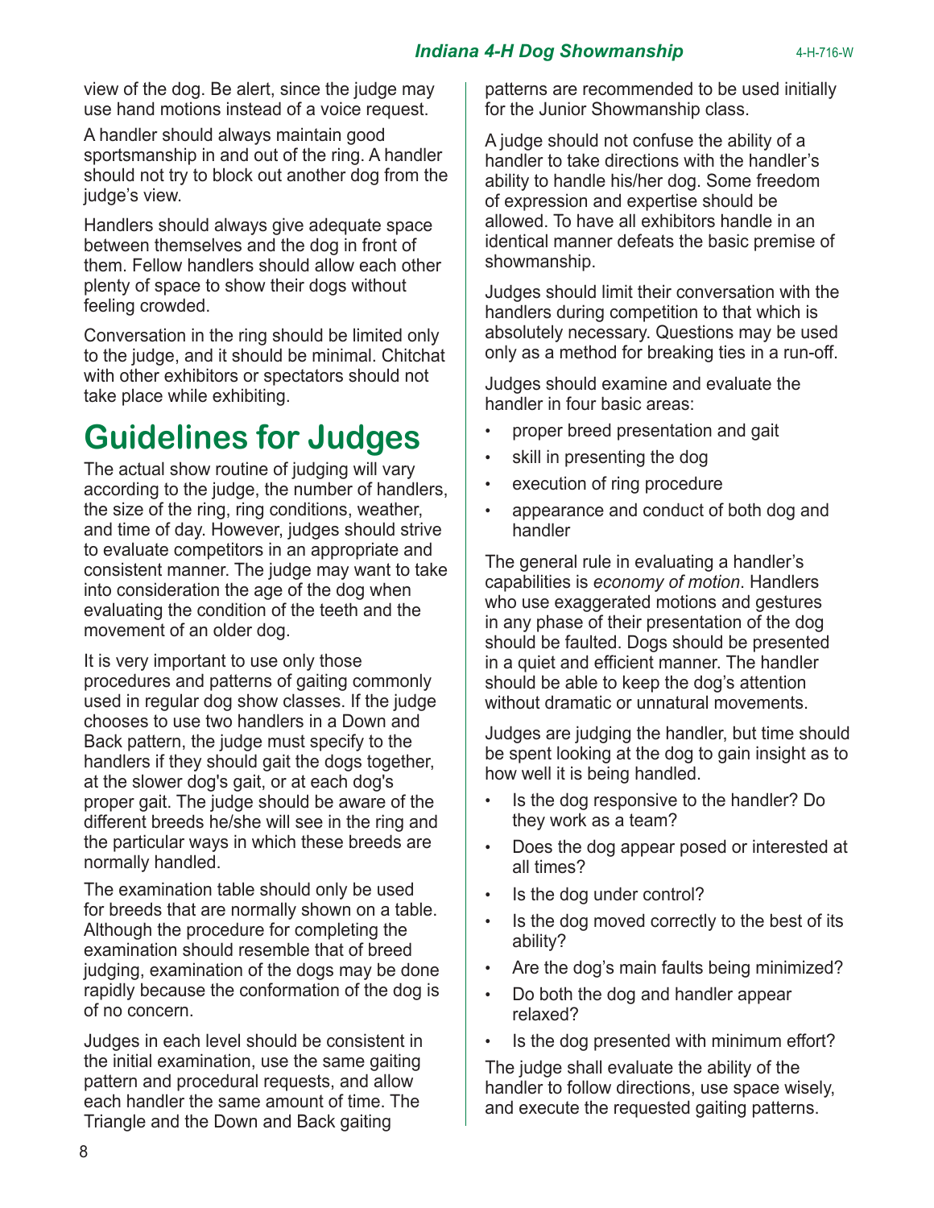view of the dog. Be alert, since the judge may use hand motions instead of a voice request.

A handler should always maintain good sportsmanship in and out of the ring. A handler should not try to block out another dog from the judge's view.

Handlers should always give adequate space between themselves and the dog in front of them. Fellow handlers should allow each other plenty of space to show their dogs without feeling crowded.

Conversation in the ring should be limited only to the judge, and it should be minimal. Chitchat with other exhibitors or spectators should not take place while exhibiting.

# Guidelines for Judges

The actual show routine of judging will vary according to the judge, the number of handlers, the size of the ring, ring conditions, weather, and time of day. However, judges should strive to evaluate competitors in an appropriate and consistent manner. The judge may want to take into consideration the age of the dog when evaluating the condition of the teeth and the movement of an older dog.

It is very important to use only those procedures and patterns of gaiting commonly used in regular dog show classes. If the judge chooses to use two handlers in a Down and Back pattern, the judge must specify to the handlers if they should gait the dogs together, at the slower dog's gait, or at each dog's proper gait. The judge should be aware of the different breeds he/she will see in the ring and the particular ways in which these breeds are normally handled.

The examination table should only be used for breeds that are normally shown on a table. Although the procedure for completing the examination should resemble that of breed judging, examination of the dogs may be done rapidly because the conformation of the dog is of no concern.

Judges in each level should be consistent in the initial examination, use the same gaiting pattern and procedural requests, and allow each handler the same amount of time. The Triangle and the Down and Back gaiting patterns are recommended to be used initially for the Junior Showmanship class.

A judge should not confuse the ability of a handler to take directions with the handler's ability to handle his/her dog. Some freedom of expression and expertise should be allowed. To have all exhibitors handle in an identical manner defeats the basic premise of showmanship.

Judges should limit their conversation with the handlers during competition to that which is absolutely necessary. Questions may be used only as a method for breaking ties in a run-off.

Judges should examine and evaluate the handler in four basic areas:

- proper breed presentation and gait
- skill in presenting the dog
- execution of ring procedure
- appearance and conduct of both dog and handler

The general rule in evaluating a handler's capabilities is *economy of motion*. Handlers who use exaggerated motions and gestures in any phase of their presentation of the dog should be faulted. Dogs should be presented in a quiet and efficient manner. The handler should be able to keep the dog's attention without dramatic or unnatural movements.

Judges are judging the handler, but time should be spent looking at the dog to gain insight as to how well it is being handled.

- Is the dog responsive to the handler? Do they work as a team?
- Does the dog appear posed or interested at all times?
- Is the dog under control?
- Is the dog moved correctly to the best of its ability?
- Are the dog's main faults being minimized?
- Do both the dog and handler appear relaxed?
- Is the dog presented with minimum effort?

The judge shall evaluate the ability of the handler to follow directions, use space wisely, and execute the requested gaiting patterns.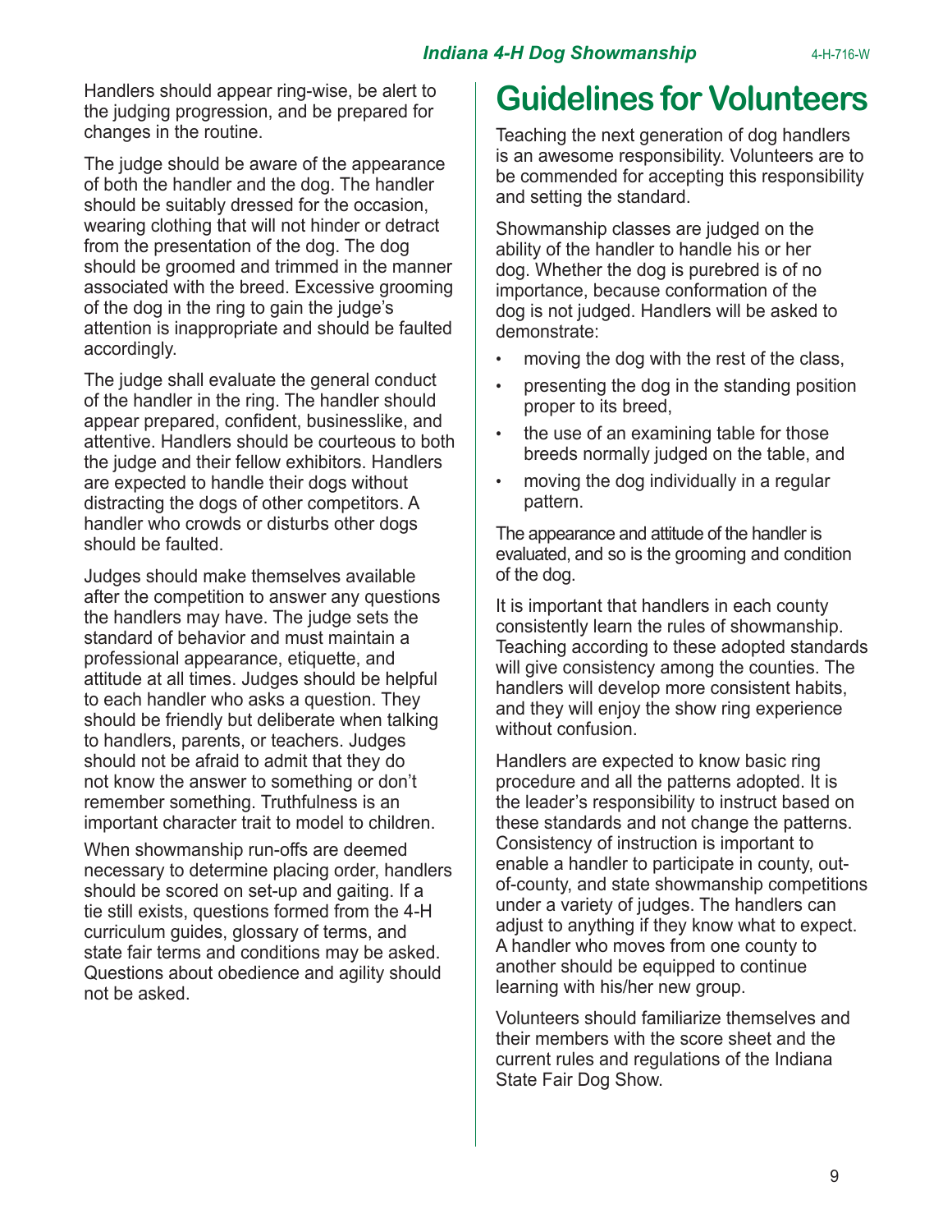Handlers should appear ring-wise, be alert to the judging progression, and be prepared for changes in the routine.

The judge should be aware of the appearance of both the handler and the dog. The handler should be suitably dressed for the occasion, wearing clothing that will not hinder or detract from the presentation of the dog. The dog should be groomed and trimmed in the manner associated with the breed. Excessive grooming of the dog in the ring to gain the judge's attention is inappropriate and should be faulted accordingly.

The judge shall evaluate the general conduct of the handler in the ring. The handler should appear prepared, confident, businesslike, and attentive. Handlers should be courteous to both the judge and their fellow exhibitors. Handlers are expected to handle their dogs without distracting the dogs of other competitors. A handler who crowds or disturbs other dogs should be faulted.

Judges should make themselves available after the competition to answer any questions the handlers may have. The judge sets the standard of behavior and must maintain a professional appearance, etiquette, and attitude at all times. Judges should be helpful to each handler who asks a question. They should be friendly but deliberate when talking to handlers, parents, or teachers. Judges should not be afraid to admit that they do not know the answer to something or don't remember something. Truthfulness is an important character trait to model to children.

When showmanship run-offs are deemed necessary to determine placing order, handlers should be scored on set-up and gaiting. If a tie still exists, questions formed from the 4-H curriculum guides, glossary of terms, and state fair terms and conditions may be asked. Questions about obedience and agility should not be asked.

# Guidelines for Volunteers

Teaching the next generation of dog handlers is an awesome responsibility. Volunteers are to be commended for accepting this responsibility and setting the standard.

Showmanship classes are judged on the ability of the handler to handle his or her dog. Whether the dog is purebred is of no importance, because conformation of the dog is not judged. Handlers will be asked to demonstrate:

- moving the dog with the rest of the class,
- presenting the dog in the standing position proper to its breed,
- the use of an examining table for those breeds normally judged on the table, and
- moving the dog individually in a regular pattern.

The appearance and attitude of the handler is evaluated, and so is the grooming and condition of the dog.

It is important that handlers in each county consistently learn the rules of showmanship. Teaching according to these adopted standards will give consistency among the counties. The handlers will develop more consistent habits, and they will enjoy the show ring experience without confusion.

Handlers are expected to know basic ring procedure and all the patterns adopted. It is the leader's responsibility to instruct based on these standards and not change the patterns. Consistency of instruction is important to enable a handler to participate in county, out-of-county, and state showmanship competitions under a variety of judges. The handlers can adjust to anything if they know what to expect. A handler who moves from one county to another should be equipped to continue learning with his/her new group.

Volunteers should familiarize themselves and their members with the score sheet and the current rules and regulations of the Indiana State Fair Dog Show.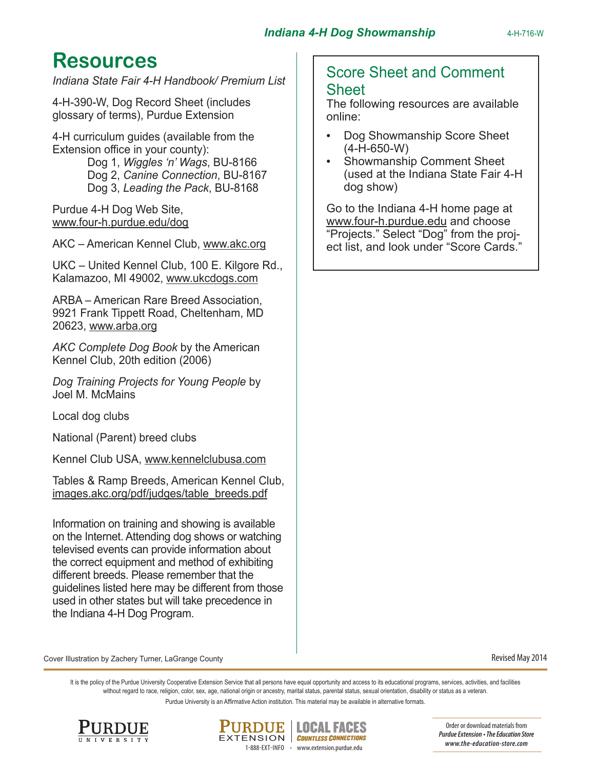# Resources

*Indiana State Fair 4-H Handbook/ Premium List*

4-H-390-W, Dog Record Sheet (includes glossary of terms), Purdue Extension

4-H curriculum guides (available from the Extension office in your county):

Dog 1, *Wiggles 'n' Wags*, BU-8166
Dog 2, *Canine Connection*, BU-8167
Dog 3, *Leading the Pack*, BU-8168

Purdue 4-H Dog Web Site, www.four-h.purdue.edu/dog

AKC – American Kennel Club, www.akc.org

UKC – United Kennel Club, 100 E. Kilgore Rd., Kalamazoo, MI 49002, www.ukcdogs.com

ARBA – American Rare Breed Association, 9921 Frank Tippett Road, Cheltenham, MD 20623, www.arba.org

*AKC Complete Dog Book* by the American Kennel Club, 20th edition (2006)

*Dog Training Projects for Young People* by Joel M. McMains

Local dog clubs

National (Parent) breed clubs

Kennel Club USA, www.kennelclubusa.com

Tables & Ramp Breeds, American Kennel Club, images.akc.org/pdf/judges/table_breeds.pdf

Information on training and showing is available on the Internet. Attending dog shows or watching televised events can provide information about the correct equipment and method of exhibiting different breeds. Please remember that the guidelines listed here may be different from those used in other states but will take precedence in the Indiana 4-H Dog Program.

## Score Sheet and Comment Sheet

The following resources are available online:

- Dog Showmanship Score Sheet (4-H-650-W)
- Showmanship Comment Sheet (used at the Indiana State Fair 4-H dog show)

Go to the Indiana 4-H home page at www.four-h.purdue.edu and choose "Projects." Select "Dog" from the project list, and look under "Score Cards."

Cover Illustration by Zachery Turner, LaGrange County

Revised May 2014

It is the policy of the Purdue University Cooperative Extension Service that all persons have equal opportunity and access to its educational programs, services, activities, and facilities without regard to race, religion, color, sex, age, national origin or ancestry, marital status, parental status, sexual orientation, disability or status as a veteran.

Purdue University is an Affirmative Action institution. This material may be available in alternative formats.

PURDUE UNIVERSITY

PURDUE EXTENSION | LOCAL FACES COUNTLESS CONNECTIONS

1-888-EXT-INFO • www.extension.purdue.edu

Order or download materials from
*Purdue Extension • The Education Store*
*www.the-education-store.com*